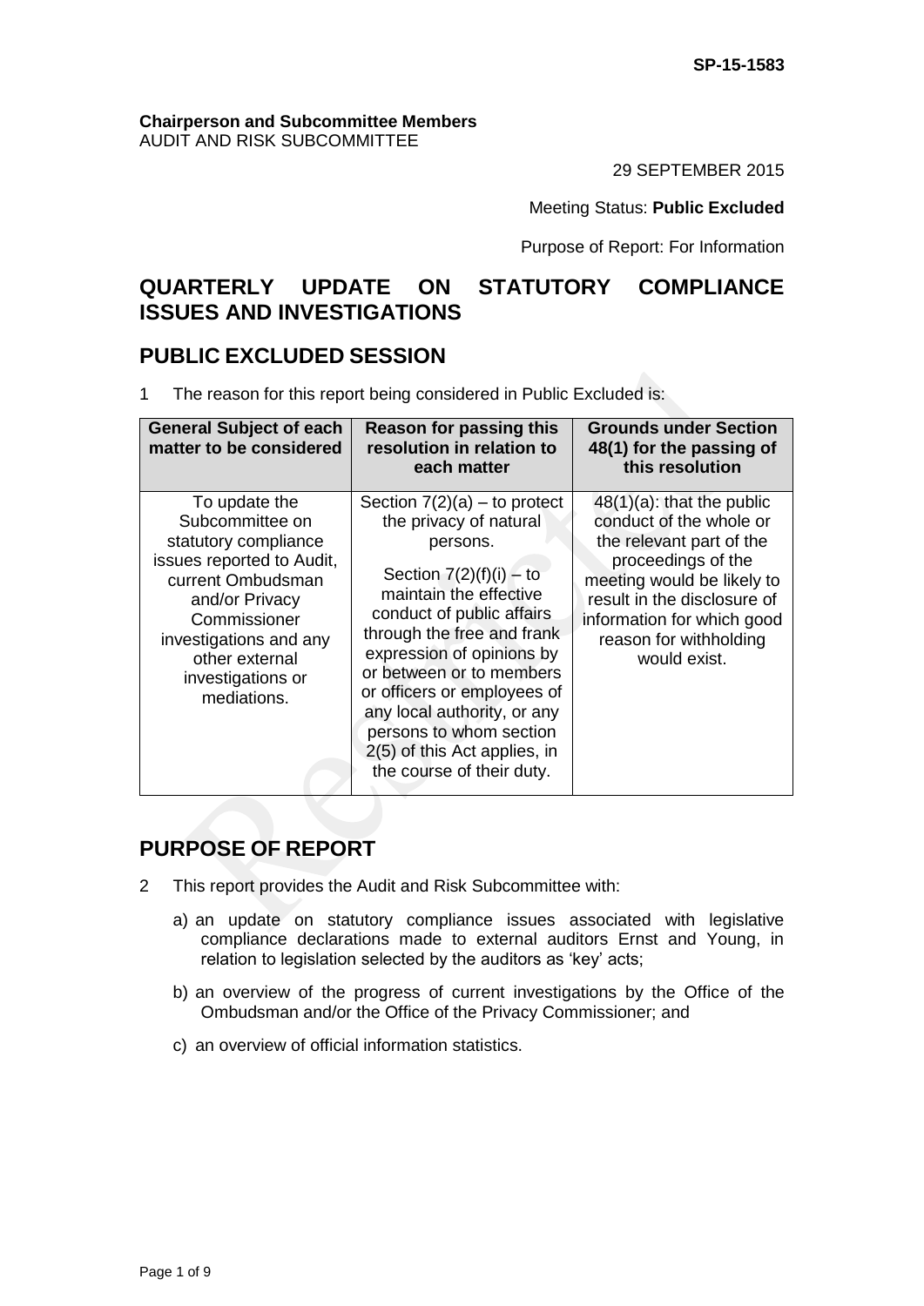SP-15-1583

**Chairperson and Subcommittee Members**
AUDIT AND RISK SUBCOMMITTEE

29 SEPTEMBER 2015

Meeting Status: **Public Excluded**

Purpose of Report: For Information

# QUARTERLY UPDATE ON STATUTORY COMPLIANCE ISSUES AND INVESTIGATIONS

## PUBLIC EXCLUDED SESSION

1 The reason for this report being considered in Public Excluded is:

| General Subject of each matter to be considered | Reason for passing this resolution in relation to each matter | Grounds under Section 48(1) for the passing of this resolution |
|---|---|---|
| To update the Subcommittee on statutory compliance issues reported to Audit, current Ombudsman and/or Privacy Commissioner investigations and any other external investigations or mediations. | Section 7(2)(a) – to protect the privacy of natural persons. Section 7(2)(f)(i) – to maintain the effective conduct of public affairs through the free and frank expression of opinions by or between or to members or officers or employees of any local authority, or any persons to whom section 2(5) of this Act applies, in the course of their duty. | 48(1)(a): that the public conduct of the whole or the relevant part of the proceedings of the meeting would be likely to result in the disclosure of information for which good reason for withholding would exist. |

## PURPOSE OF REPORT

2 This report provides the Audit and Risk Subcommittee with:

a) an update on statutory compliance issues associated with legislative compliance declarations made to external auditors Ernst and Young, in relation to legislation selected by the auditors as 'key' acts;

b) an overview of the progress of current investigations by the Office of the Ombudsman and/or the Office of the Privacy Commissioner; and

c) an overview of official information statistics.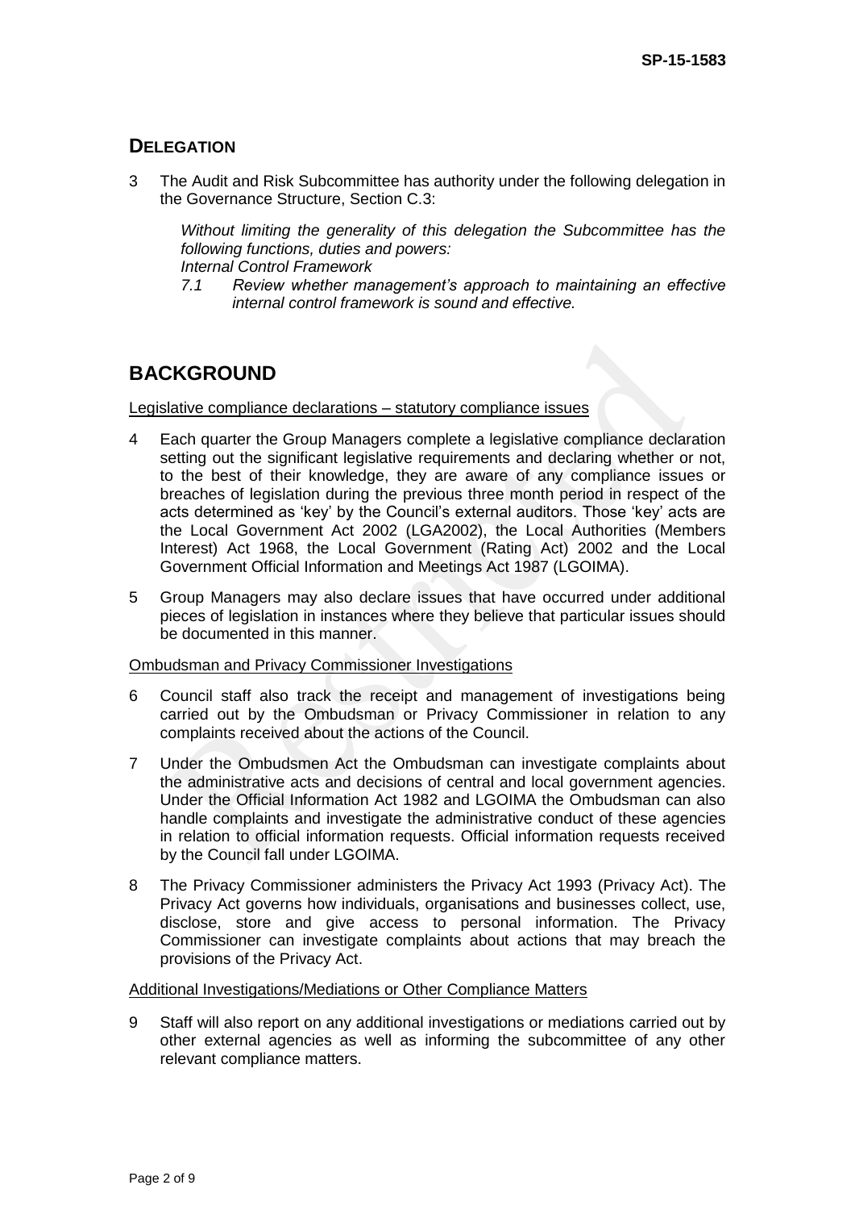## DELEGATION

3 The Audit and Risk Subcommittee has authority under the following delegation in the Governance Structure, Section C.3:

> *Without limiting the generality of this delegation the Subcommittee has the following functions, duties and powers:*
> *Internal Control Framework*
> *7.1 Review whether management's approach to maintaining an effective internal control framework is sound and effective.*

## BACKGROUND

<u>Legislative compliance declarations – statutory compliance issues</u>

4 Each quarter the Group Managers complete a legislative compliance declaration setting out the significant legislative requirements and declaring whether or not, to the best of their knowledge, they are aware of any compliance issues or breaches of legislation during the previous three month period in respect of the acts determined as 'key' by the Council's external auditors. Those 'key' acts are the Local Government Act 2002 (LGA2002), the Local Authorities (Members Interest) Act 1968, the Local Government (Rating Act) 2002 and the Local Government Official Information and Meetings Act 1987 (LGOIMA).

5 Group Managers may also declare issues that have occurred under additional pieces of legislation in instances where they believe that particular issues should be documented in this manner.

<u>Ombudsman and Privacy Commissioner Investigations</u>

6 Council staff also track the receipt and management of investigations being carried out by the Ombudsman or Privacy Commissioner in relation to any complaints received about the actions of the Council.

7 Under the Ombudsmen Act the Ombudsman can investigate complaints about the administrative acts and decisions of central and local government agencies. Under the Official Information Act 1982 and LGOIMA the Ombudsman can also handle complaints and investigate the administrative conduct of these agencies in relation to official information requests. Official information requests received by the Council fall under LGOIMA.

8 The Privacy Commissioner administers the Privacy Act 1993 (Privacy Act). The Privacy Act governs how individuals, organisations and businesses collect, use, disclose, store and give access to personal information. The Privacy Commissioner can investigate complaints about actions that may breach the provisions of the Privacy Act.

<u>Additional Investigations/Mediations or Other Compliance Matters</u>

9 Staff will also report on any additional investigations or mediations carried out by other external agencies as well as informing the subcommittee of any other relevant compliance matters.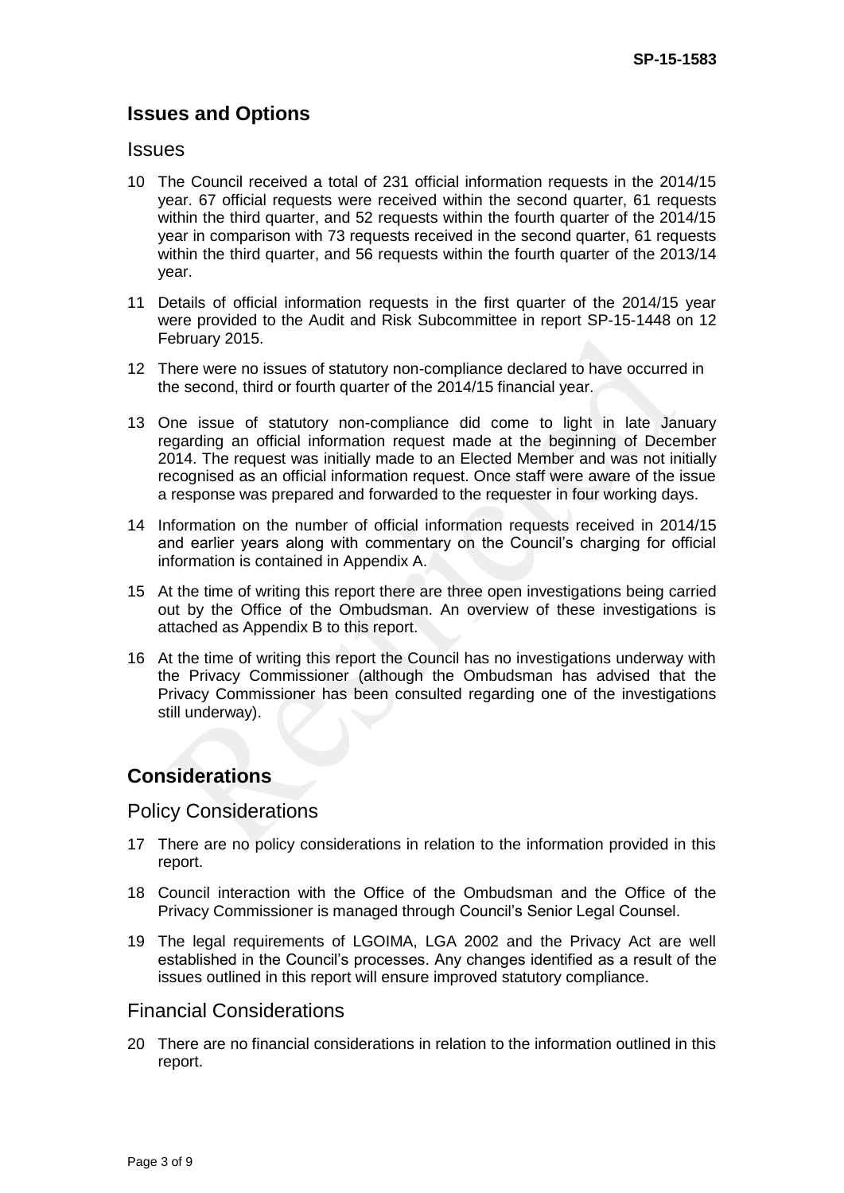## Issues and Options

### Issues

10 The Council received a total of 231 official information requests in the 2014/15 year. 67 official requests were received within the second quarter, 61 requests within the third quarter, and 52 requests within the fourth quarter of the 2014/15 year in comparison with 73 requests received in the second quarter, 61 requests within the third quarter, and 56 requests within the fourth quarter of the 2013/14 year.

11 Details of official information requests in the first quarter of the 2014/15 year were provided to the Audit and Risk Subcommittee in report SP-15-1448 on 12 February 2015.

12 There were no issues of statutory non-compliance declared to have occurred in the second, third or fourth quarter of the 2014/15 financial year.

13 One issue of statutory non-compliance did come to light in late January regarding an official information request made at the beginning of December 2014. The request was initially made to an Elected Member and was not initially recognised as an official information request. Once staff were aware of the issue a response was prepared and forwarded to the requester in four working days.

14 Information on the number of official information requests received in 2014/15 and earlier years along with commentary on the Council's charging for official information is contained in Appendix A.

15 At the time of writing this report there are three open investigations being carried out by the Office of the Ombudsman. An overview of these investigations is attached as Appendix B to this report.

16 At the time of writing this report the Council has no investigations underway with the Privacy Commissioner (although the Ombudsman has advised that the Privacy Commissioner has been consulted regarding one of the investigations still underway).

## Considerations

### Policy Considerations

17 There are no policy considerations in relation to the information provided in this report.

18 Council interaction with the Office of the Ombudsman and the Office of the Privacy Commissioner is managed through Council's Senior Legal Counsel.

19 The legal requirements of LGOIMA, LGA 2002 and the Privacy Act are well established in the Council's processes. Any changes identified as a result of the issues outlined in this report will ensure improved statutory compliance.

### Financial Considerations

20 There are no financial considerations in relation to the information outlined in this report.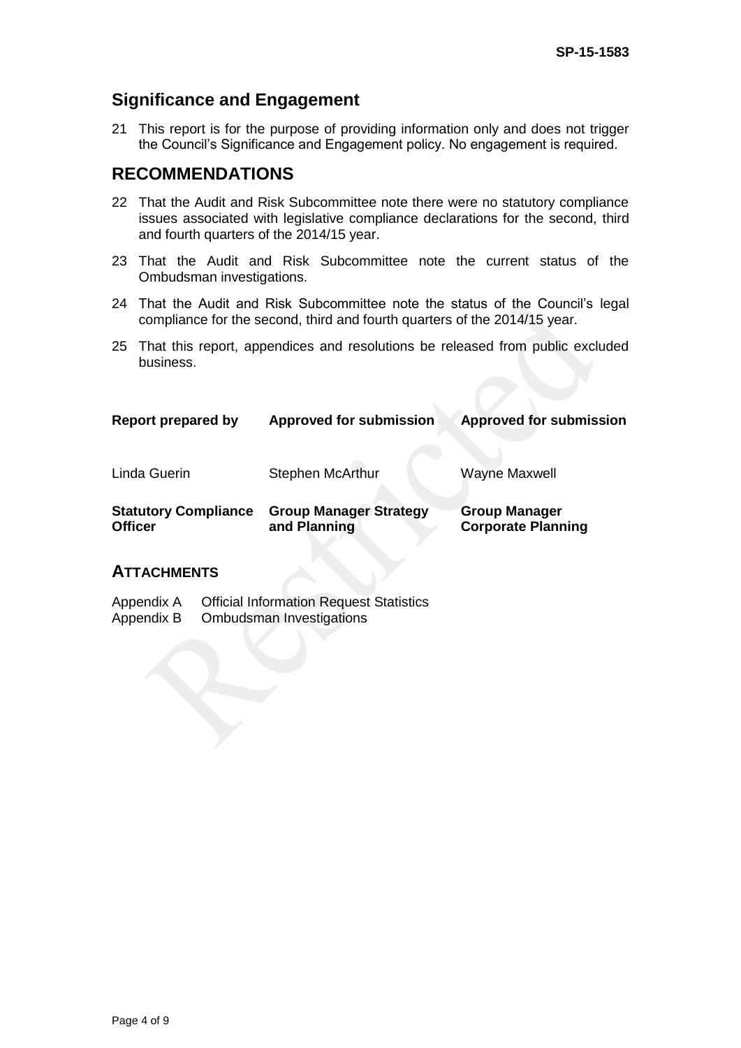## Significance and Engagement

21 This report is for the purpose of providing information only and does not trigger the Council's Significance and Engagement policy. No engagement is required.

## RECOMMENDATIONS

22 That the Audit and Risk Subcommittee note there were no statutory compliance issues associated with legislative compliance declarations for the second, third and fourth quarters of the 2014/15 year.

23 That the Audit and Risk Subcommittee note the current status of the Ombudsman investigations.

24 That the Audit and Risk Subcommittee note the status of the Council's legal compliance for the second, third and fourth quarters of the 2014/15 year.

25 That this report, appendices and resolutions be released from public excluded business.

| **Report prepared by** | **Approved for submission** | **Approved for submission** |
|---|---|---|
| Linda Guerin | Stephen McArthur | Wayne Maxwell |
| **Statutory Compliance Officer** | **Group Manager Strategy and Planning** | **Group Manager Corporate Planning** |

## ATTACHMENTS

Appendix A Official Information Request Statistics
Appendix B Ombudsman Investigations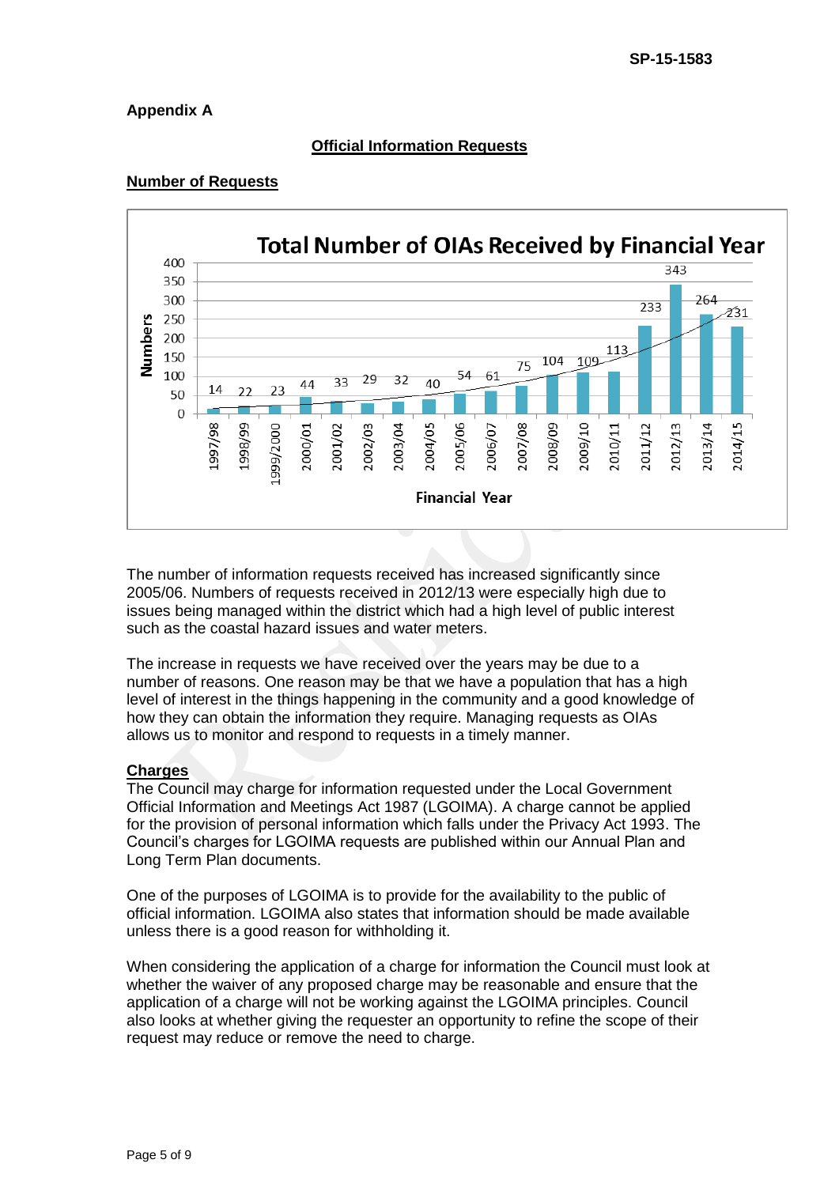**Appendix A**

## Official Information Requests

### Number of Requests

**Total Number of OIAs Received by Financial Year**

| Financial Year | Numbers |
|---|---|
| 1997/98 | 14 |
| 1998/99 | 22 |
| 1999/2000 | 23 |
| 2000/01 | 44 |
| 2001/02 | 33 |
| 2002/03 | 29 |
| 2003/04 | 32 |
| 2004/05 | 40 |
| 2005/06 | 54 |
| 2006/07 | 61 |
| 2007/08 | 75 |
| 2008/09 | 104 |
| 2009/10 | 109 |
| 2010/11 | 113 |
| 2011/12 | 233 |
| 2012/13 | 343 |
| 2013/14 | 264 |
| 2014/15 | 231 |

The number of information requests received has increased significantly since 2005/06. Numbers of requests received in 2012/13 were especially high due to issues being managed within the district which had a high level of public interest such as the coastal hazard issues and water meters.

The increase in requests we have received over the years may be due to a number of reasons. One reason may be that we have a population that has a high level of interest in the things happening in the community and a good knowledge of how they can obtain the information they require. Managing requests as OIAs allows us to monitor and respond to requests in a timely manner.

### Charges

The Council may charge for information requested under the Local Government Official Information and Meetings Act 1987 (LGOIMA). A charge cannot be applied for the provision of personal information which falls under the Privacy Act 1993. The Council's charges for LGOIMA requests are published within our Annual Plan and Long Term Plan documents.

One of the purposes of LGOIMA is to provide for the availability to the public of official information. LGOIMA also states that information should be made available unless there is a good reason for withholding it.

When considering the application of a charge for information the Council must look at whether the waiver of any proposed charge may be reasonable and ensure that the application of a charge will not be working against the LGOIMA principles. Council also looks at whether giving the requester an opportunity to refine the scope of their request may reduce or remove the need to charge.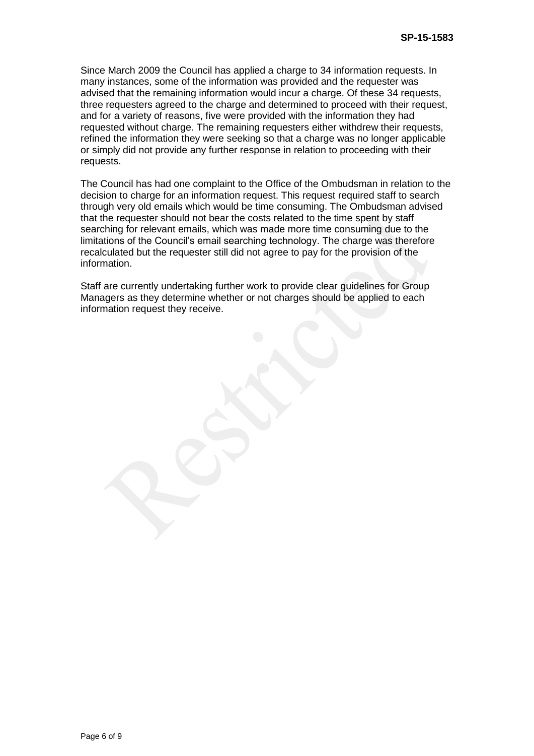Since March 2009 the Council has applied a charge to 34 information requests. In many instances, some of the information was provided and the requester was advised that the remaining information would incur a charge. Of these 34 requests, three requesters agreed to the charge and determined to proceed with their request, and for a variety of reasons, five were provided with the information they had requested without charge. The remaining requesters either withdrew their requests, refined the information they were seeking so that a charge was no longer applicable or simply did not provide any further response in relation to proceeding with their requests.

The Council has had one complaint to the Office of the Ombudsman in relation to the decision to charge for an information request. This request required staff to search through very old emails which would be time consuming. The Ombudsman advised that the requester should not bear the costs related to the time spent by staff searching for relevant emails, which was made more time consuming due to the limitations of the Council's email searching technology. The charge was therefore recalculated but the requester still did not agree to pay for the provision of the information.

Staff are currently undertaking further work to provide clear guidelines for Group Managers as they determine whether or not charges should be applied to each information request they receive.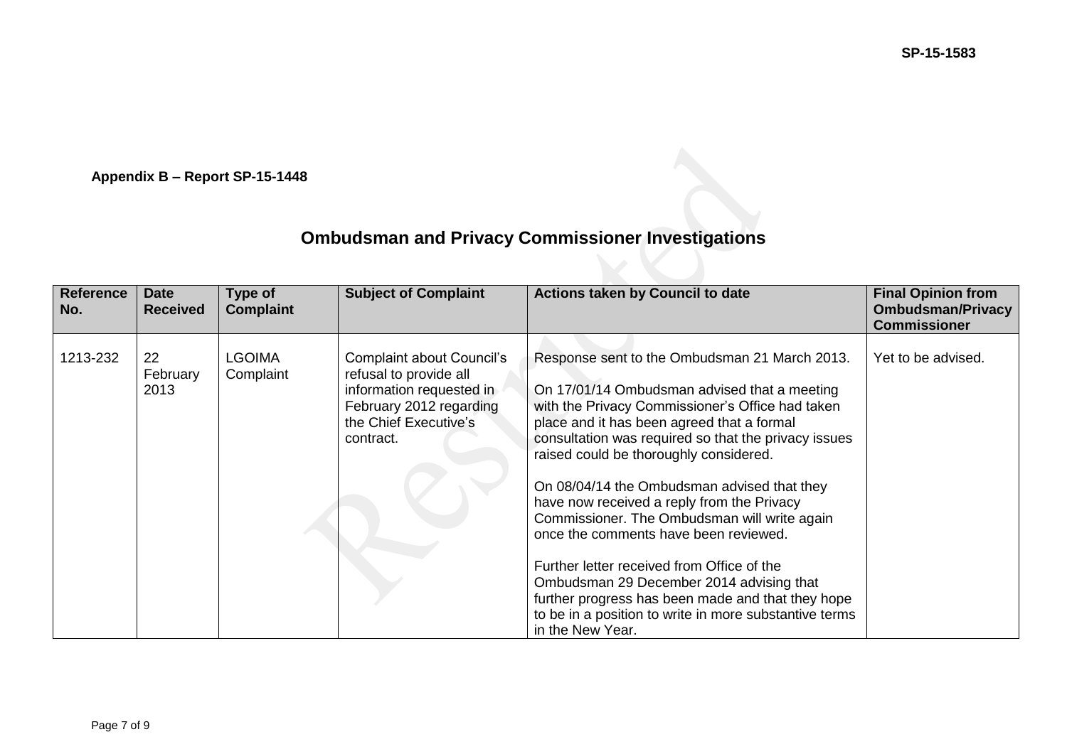**Appendix B – Report SP-15-1448**

# Ombudsman and Privacy Commissioner Investigations

| Reference No. | Date Received | Type of Complaint | Subject of Complaint | Actions taken by Council to date | Final Opinion from Ombudsman/Privacy Commissioner |
|---|---|---|---|---|---|
| 1213-232 | 22 February 2013 | LGOIMA Complaint | Complaint about Council's refusal to provide all information requested in February 2012 regarding the Chief Executive's contract. | Response sent to the Ombudsman 21 March 2013.<br><br>On 17/01/14 Ombudsman advised that a meeting with the Privacy Commissioner's Office had taken place and it has been agreed that a formal consultation was required so that the privacy issues raised could be thoroughly considered.<br><br>On 08/04/14 the Ombudsman advised that they have now received a reply from the Privacy Commissioner. The Ombudsman will write again once the comments have been reviewed.<br><br>Further letter received from Office of the Ombudsman 29 December 2014 advising that further progress has been made and that they hope to be in a position to write in more substantive terms in the New Year. | Yet to be advised. |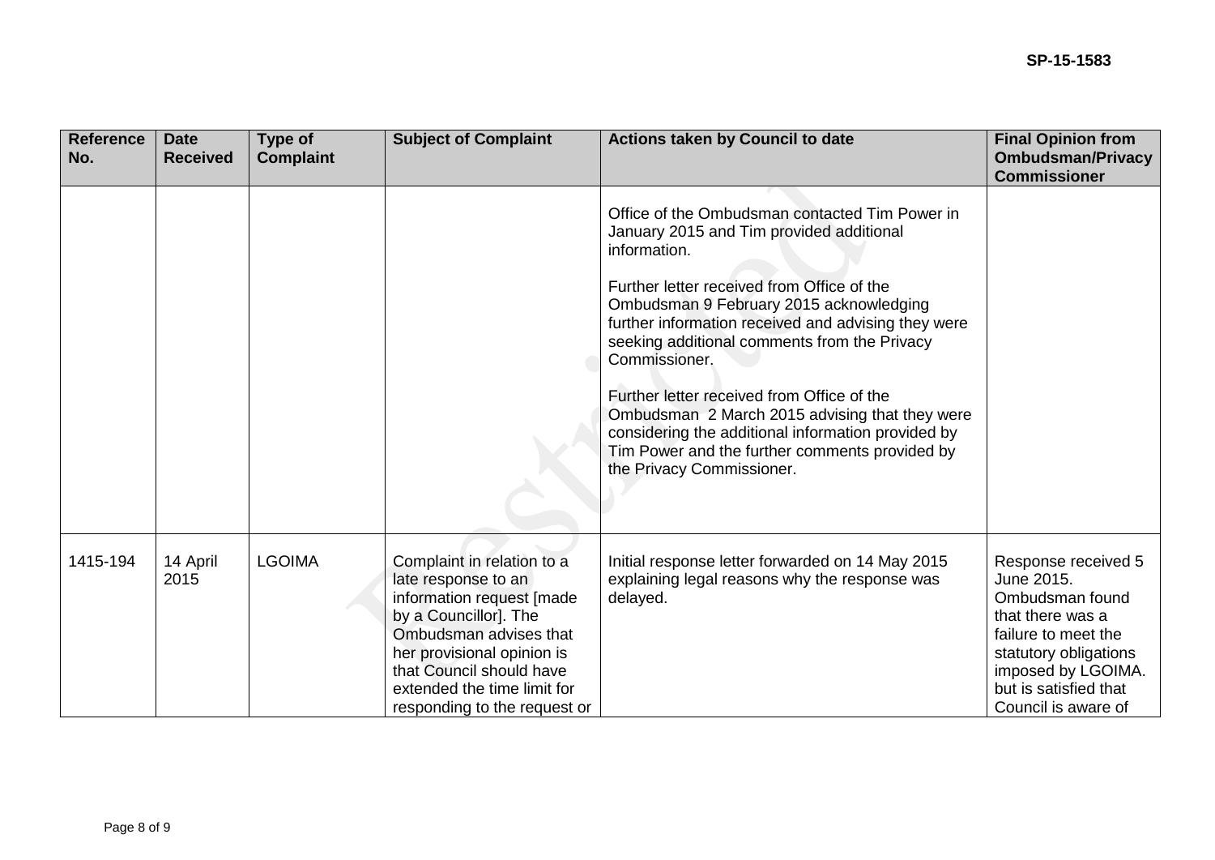| Reference No. | Date Received | Type of Complaint | Subject of Complaint | Actions taken by Council to date | Final Opinion from Ombudsman/Privacy Commissioner |
|---|---|---|---|---|---|
| | | | | Office of the Ombudsman contacted Tim Power in January 2015 and Tim provided additional information.<br><br>Further letter received from Office of the Ombudsman 9 February 2015 acknowledging further information received and advising they were seeking additional comments from the Privacy Commissioner.<br><br>Further letter received from Office of the Ombudsman 2 March 2015 advising that they were considering the additional information provided by Tim Power and the further comments provided by the Privacy Commissioner. | |
| 1415-194 | 14 April 2015 | LGOIMA | Complaint in relation to a late response to an information request [made by a Councillor]. The Ombudsman advises that her provisional opinion is that Council should have extended the time limit for responding to the request or | Initial response letter forwarded on 14 May 2015 explaining legal reasons why the response was delayed. | Response received 5 June 2015. Ombudsman found that there was a failure to meet the statutory obligations imposed by LGOIMA. but is satisfied that Council is aware of |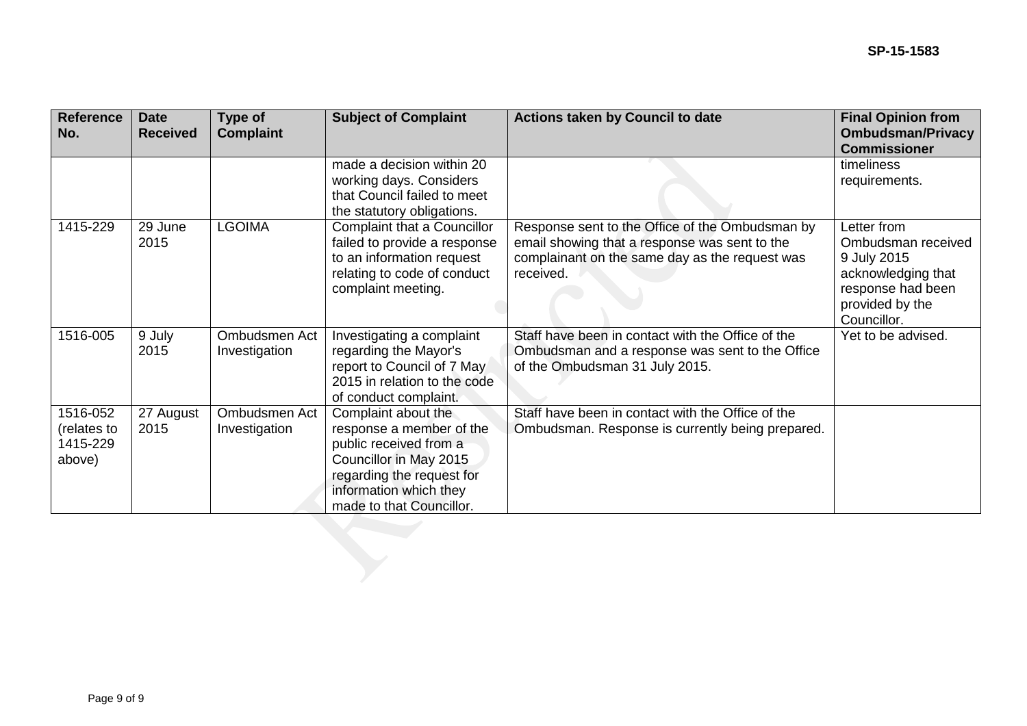| Reference No. | Date Received | Type of Complaint | Subject of Complaint | Actions taken by Council to date | Final Opinion from Ombudsman/Privacy Commissioner |
|---|---|---|---|---|---|
| | | | made a decision within 20 working days. Considers that Council failed to meet the statutory obligations. | | timeliness requirements. |
| 1415-229 | 29 June 2015 | LGOIMA | Complaint that a Councillor failed to provide a response to an information request relating to code of conduct complaint meeting. | Response sent to the Office of the Ombudsman by email showing that a response was sent to the complainant on the same day as the request was received. | Letter from Ombudsman received 9 July 2015 acknowledging that response had been provided by the Councillor. |
| 1516-005 | 9 July 2015 | Ombudsmen Act Investigation | Investigating a complaint regarding the Mayor's report to Council of 7 May 2015 in relation to the code of conduct complaint. | Staff have been in contact with the Office of the Ombudsman and a response was sent to the Office of the Ombudsman 31 July 2015. | Yet to be advised. |
| 1516-052 (relates to 1415-229 above) | 27 August 2015 | Ombudsmen Act Investigation | Complaint about the response a member of the public received from a Councillor in May 2015 regarding the request for information which they made to that Councillor. | Staff have been in contact with the Office of the Ombudsman. Response is currently being prepared. | |